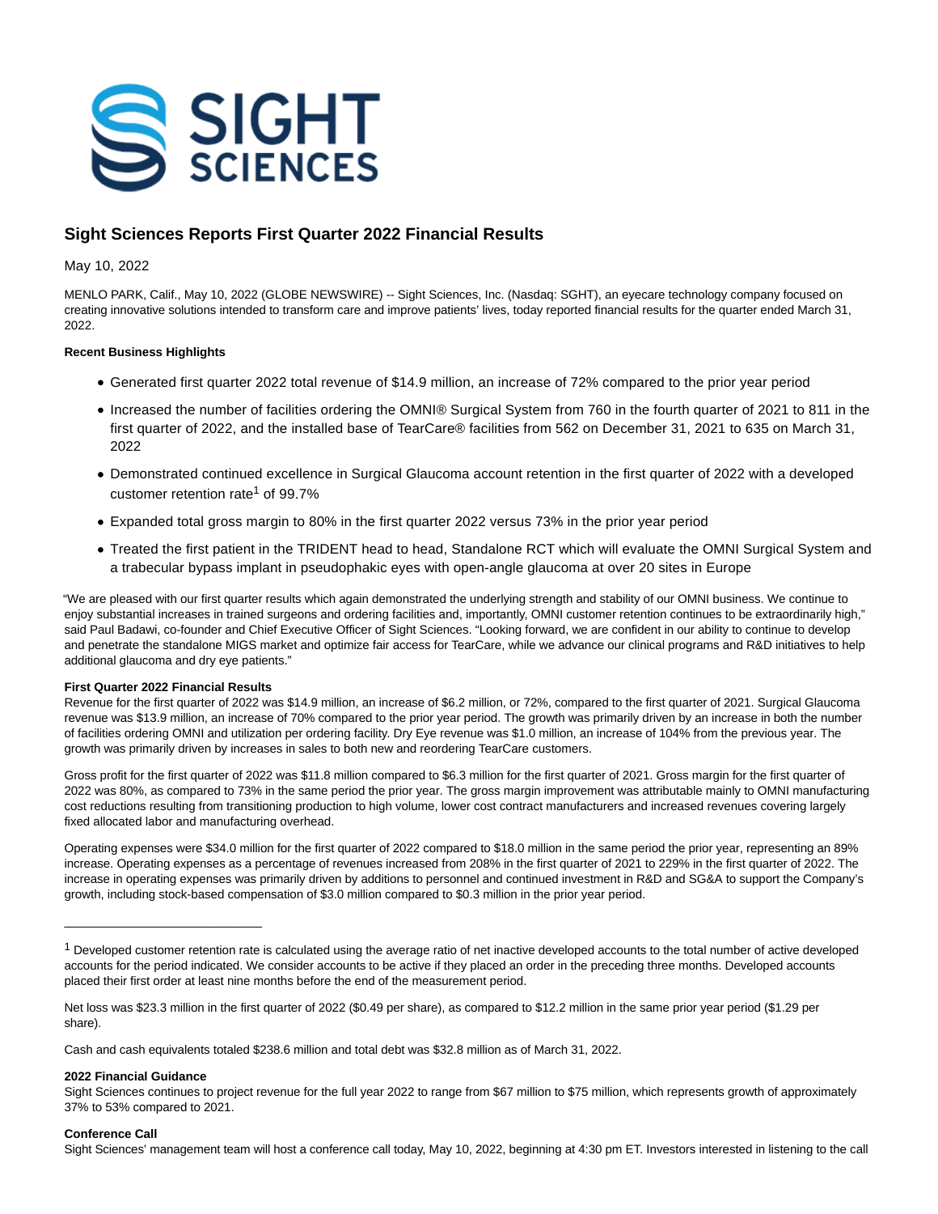# Sight Sciences Reports First Quarter 2022 Financial Results

May 10, 2022

MENLO PARK, Calif., May 10, 2022 (GLOBE NEWSWIRE) -- Sight Sciences, Inc. (Nasdaq: SGHT), an eyecare technology company focused on creating innovative solutions intended to transform care and improve patients' lives, today reported financial results for the quarter ended March 31, 2022.

**Recent Business Highlights**

- Generated first quarter 2022 total revenue of $14.9 million, an increase of 72% compared to the prior year period
- Increased the number of facilities ordering the OMNI® Surgical System from 760 in the fourth quarter of 2021 to 811 in the first quarter of 2022, and the installed base of TearCare® facilities from 562 on December 31, 2021 to 635 on March 31, 2022
- Demonstrated continued excellence in Surgical Glaucoma account retention in the first quarter of 2022 with a developed customer retention rate[1] of 99.7%
- Expanded total gross margin to 80% in the first quarter 2022 versus 73% in the prior year period
- Treated the first patient in the TRIDENT head to head, Standalone RCT which will evaluate the OMNI Surgical System and a trabecular bypass implant in pseudophakic eyes with open-angle glaucoma at over 20 sites in Europe

"We are pleased with our first quarter results which again demonstrated the underlying strength and stability of our OMNI business. We continue to enjoy substantial increases in trained surgeons and ordering facilities and, importantly, OMNI customer retention continues to be extraordinarily high," said Paul Badawi, co-founder and Chief Executive Officer of Sight Sciences. "Looking forward, we are confident in our ability to continue to develop and penetrate the standalone MIGS market and optimize fair access for TearCare, while we advance our clinical programs and R&D initiatives to help additional glaucoma and dry eye patients."

**First Quarter 2022 Financial Results**

Revenue for the first quarter of 2022 was $14.9 million, an increase of $6.2 million, or 72%, compared to the first quarter of 2021. Surgical Glaucoma revenue was $13.9 million, an increase of 70% compared to the prior year period. The growth was primarily driven by an increase in both the number of facilities ordering OMNI and utilization per ordering facility. Dry Eye revenue was $1.0 million, an increase of 104% from the previous year. The growth was primarily driven by increases in sales to both new and reordering TearCare customers.

Gross profit for the first quarter of 2022 was $11.8 million compared to $6.3 million for the first quarter of 2021. Gross margin for the first quarter of 2022 was 80%, as compared to 73% in the same period the prior year. The gross margin improvement was attributable mainly to OMNI manufacturing cost reductions resulting from transitioning production to high volume, lower cost contract manufacturers and increased revenues covering largely fixed allocated labor and manufacturing overhead.

Operating expenses were $34.0 million for the first quarter of 2022 compared to $18.0 million in the same period the prior year, representing an 89% increase. Operating expenses as a percentage of revenues increased from 208% in the first quarter of 2021 to 229% in the first quarter of 2022. The increase in operating expenses was primarily driven by additions to personnel and continued investment in R&D and SG&A to support the Company's growth, including stock-based compensation of $3.0 million compared to $0.3 million in the prior year period.

---

[1] Developed customer retention rate is calculated using the average ratio of net inactive developed accounts to the total number of active developed accounts for the period indicated. We consider accounts to be active if they placed an order in the preceding three months. Developed accounts placed their first order at least nine months before the end of the measurement period.

Net loss was $23.3 million in the first quarter of 2022 ($0.49 per share), as compared to $12.2 million in the same prior year period ($1.29 per share).

Cash and cash equivalents totaled $238.6 million and total debt was $32.8 million as of March 31, 2022.

**2022 Financial Guidance**

Sight Sciences continues to project revenue for the full year 2022 to range from $67 million to $75 million, which represents growth of approximately 37% to 53% compared to 2021.

**Conference Call**

Sight Sciences' management team will host a conference call today, May 10, 2022, beginning at 4:30 pm ET. Investors interested in listening to the call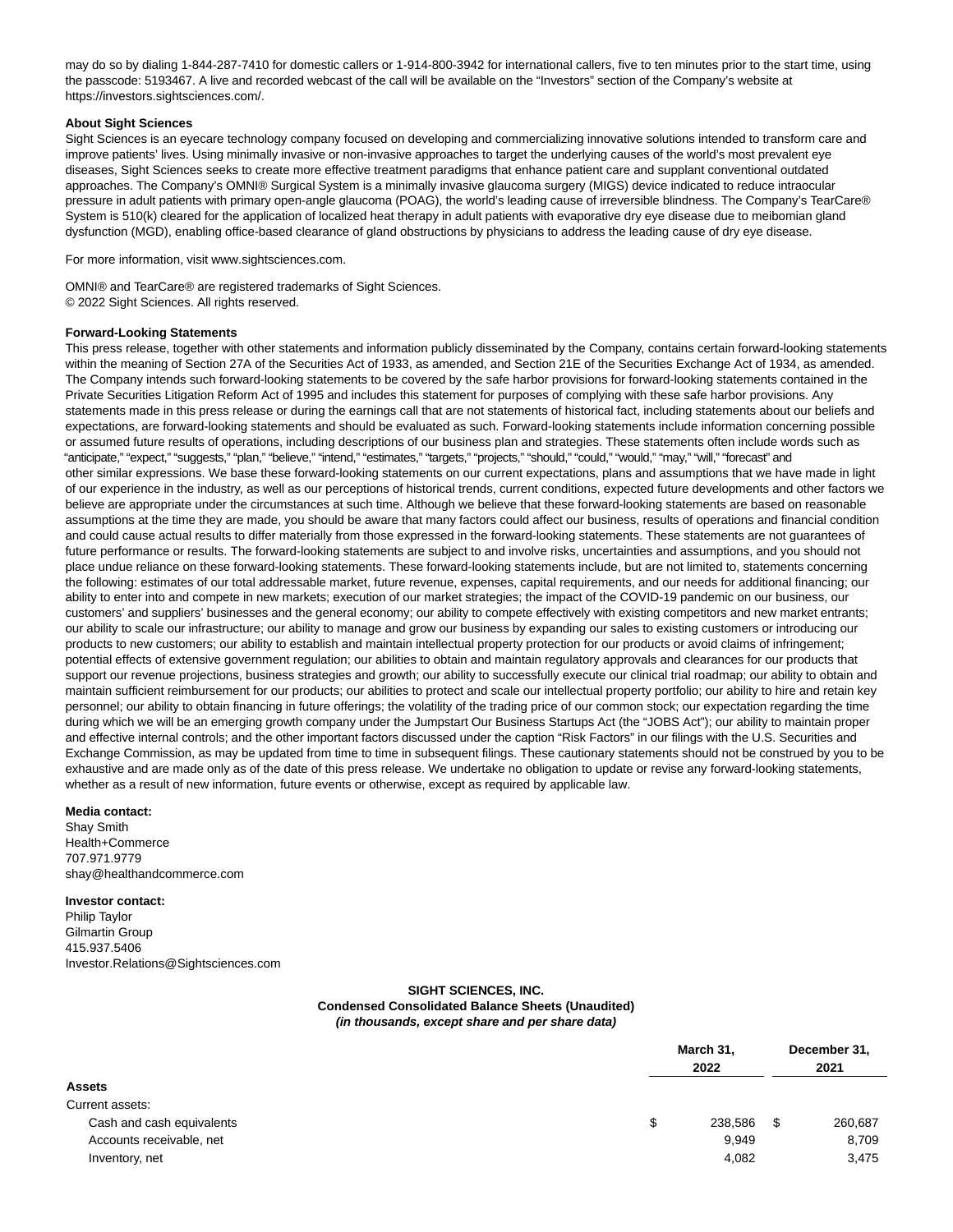may do so by dialing 1-844-287-7410 for domestic callers or 1-914-800-3942 for international callers, five to ten minutes prior to the start time, using the passcode: 5193467. A live and recorded webcast of the call will be available on the "Investors" section of the Company's website at https://investors.sightsciences.com/.

**About Sight Sciences**

Sight Sciences is an eyecare technology company focused on developing and commercializing innovative solutions intended to transform care and improve patients' lives. Using minimally invasive or non-invasive approaches to target the underlying causes of the world's most prevalent eye diseases, Sight Sciences seeks to create more effective treatment paradigms that enhance patient care and supplant conventional outdated approaches. The Company's OMNI® Surgical System is a minimally invasive glaucoma surgery (MIGS) device indicated to reduce intraocular pressure in adult patients with primary open-angle glaucoma (POAG), the world's leading cause of irreversible blindness. The Company's TearCare® System is 510(k) cleared for the application of localized heat therapy in adult patients with evaporative dry eye disease due to meibomian gland dysfunction (MGD), enabling office-based clearance of gland obstructions by physicians to address the leading cause of dry eye disease.

For more information, visit www.sightsciences.com.

OMNI® and TearCare® are registered trademarks of Sight Sciences.
© 2022 Sight Sciences. All rights reserved.

**Forward-Looking Statements**

This press release, together with other statements and information publicly disseminated by the Company, contains certain forward-looking statements within the meaning of Section 27A of the Securities Act of 1933, as amended, and Section 21E of the Securities Exchange Act of 1934, as amended. The Company intends such forward-looking statements to be covered by the safe harbor provisions for forward-looking statements contained in the Private Securities Litigation Reform Act of 1995 and includes this statement for purposes of complying with these safe harbor provisions. Any statements made in this press release or during the earnings call that are not statements of historical fact, including statements about our beliefs and expectations, are forward-looking statements and should be evaluated as such. Forward-looking statements include information concerning possible or assumed future results of operations, including descriptions of our business plan and strategies. These statements often include words such as "anticipate," "expect," "suggests," "plan," "believe," "intend," "estimates," "targets," "projects," "should," "could," "would," "may," "will," "forecast" and other similar expressions. We base these forward-looking statements on our current expectations, plans and assumptions that we have made in light of our experience in the industry, as well as our perceptions of historical trends, current conditions, expected future developments and other factors we believe are appropriate under the circumstances at such time. Although we believe that these forward-looking statements are based on reasonable assumptions at the time they are made, you should be aware that many factors could affect our business, results of operations and financial condition and could cause actual results to differ materially from those expressed in the forward-looking statements. These statements are not guarantees of future performance or results. The forward-looking statements are subject to and involve risks, uncertainties and assumptions, and you should not place undue reliance on these forward-looking statements. These forward-looking statements include, but are not limited to, statements concerning the following: estimates of our total addressable market, future revenue, expenses, capital requirements, and our needs for additional financing; our ability to enter into and compete in new markets; execution of our market strategies; the impact of the COVID-19 pandemic on our business, our customers' and suppliers' businesses and the general economy; our ability to compete effectively with existing competitors and new market entrants; our ability to scale our infrastructure; our ability to manage and grow our business by expanding our sales to existing customers or introducing our products to new customers; our ability to establish and maintain intellectual property protection for our products or avoid claims of infringement; potential effects of extensive government regulation; our abilities to obtain and maintain regulatory approvals and clearances for our products that support our revenue projections, business strategies and growth; our ability to successfully execute our clinical trial roadmap; our ability to obtain and maintain sufficient reimbursement for our products; our abilities to protect and scale our intellectual property portfolio; our ability to hire and retain key personnel; our ability to obtain financing in future offerings; the volatility of the trading price of our common stock; our expectation regarding the time during which we will be an emerging growth company under the Jumpstart Our Business Startups Act (the "JOBS Act"); our ability to maintain proper and effective internal controls; and the other important factors discussed under the caption "Risk Factors" in our filings with the U.S. Securities and Exchange Commission, as may be updated from time to time in subsequent filings. These cautionary statements should not be construed by you to be exhaustive and are made only as of the date of this press release. We undertake no obligation to update or revise any forward-looking statements, whether as a result of new information, future events or otherwise, except as required by applicable law.

**Media contact:**
Shay Smith
Health+Commerce
707.971.9779
shay@healthandcommerce.com

**Investor contact:**
Philip Taylor
Gilmartin Group
415.937.5406
Investor.Relations@Sightsciences.com

**SIGHT SCIENCES, INC.**
**Condensed Consolidated Balance Sheets (Unaudited)**
***(in thousands, except share and per share data)***

| | March 31, 2022 | December 31, 2021 |
|---|---|---|
| **Assets** | | |
| Current assets: | | |
| Cash and cash equivalents | $ 238,586 | $ 260,687 |
| Accounts receivable, net | 9,949 | 8,709 |
| Inventory, net | 4,082 | 3,475 |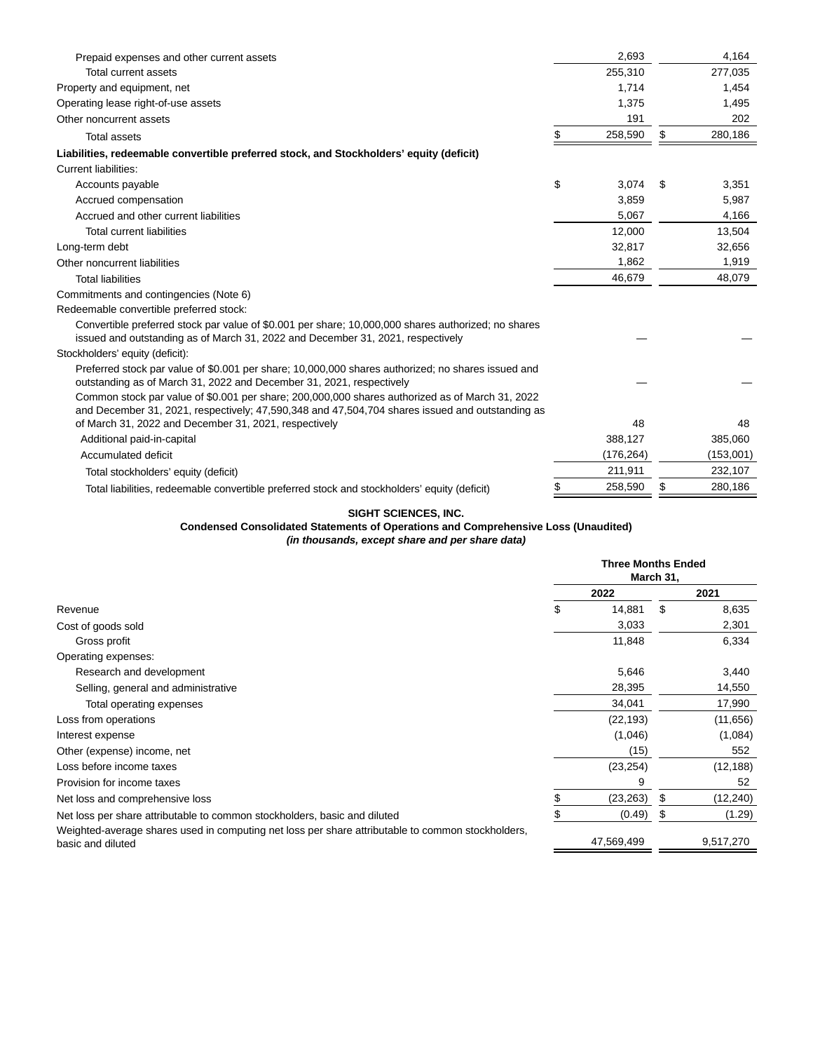| | | |
|---|---|---|
| Prepaid expenses and other current assets | 2,693 | 4,164 |
| Total current assets | 255,310 | 277,035 |
| Property and equipment, net | 1,714 | 1,454 |
| Operating lease right-of-use assets | 1,375 | 1,495 |
| Other noncurrent assets | 191 | 202 |
| Total assets | $ 258,590 | $ 280,186 |
| **Liabilities, redeemable convertible preferred stock, and Stockholders' equity (deficit)** | | |
| Current liabilities: | | |
| Accounts payable | $ 3,074 | $ 3,351 |
| Accrued compensation | 3,859 | 5,987 |
| Accrued and other current liabilities | 5,067 | 4,166 |
| Total current liabilities | 12,000 | 13,504 |
| Long-term debt | 32,817 | 32,656 |
| Other noncurrent liabilities | 1,862 | 1,919 |
| Total liabilities | 46,679 | 48,079 |
| Commitments and contingencies (Note 6) | | |
| Redeemable convertible preferred stock: | | |
| Convertible preferred stock par value of $0.001 per share; 10,000,000 shares authorized; no shares issued and outstanding as of March 31, 2022 and December 31, 2021, respectively | — | — |
| Stockholders' equity (deficit): | | |
| Preferred stock par value of $0.001 per share; 10,000,000 shares authorized; no shares issued and outstanding as of March 31, 2022 and December 31, 2021, respectively | — | — |
| Common stock par value of $0.001 per share; 200,000,000 shares authorized as of March 31, 2022 and December 31, 2021, respectively; 47,590,348 and 47,504,704 shares issued and outstanding as of March 31, 2022 and December 31, 2021, respectively | 48 | 48 |
| Additional paid-in-capital | 388,127 | 385,060 |
| Accumulated deficit | (176,264) | (153,001) |
| Total stockholders' equity (deficit) | 211,911 | 232,107 |
| Total liabilities, redeemable convertible preferred stock and stockholders' equity (deficit) | $ 258,590 | $ 280,186 |

**SIGHT SCIENCES, INC.**

**Condensed Consolidated Statements of Operations and Comprehensive Loss (Unaudited)**

***(in thousands, except share and per share data)***

| | Three Months Ended March 31, | |
|---|---|---|
| | 2022 | 2021 |
| Revenue | $ 14,881 | $ 8,635 |
| Cost of goods sold | 3,033 | 2,301 |
| Gross profit | 11,848 | 6,334 |
| Operating expenses: | | |
| Research and development | 5,646 | 3,440 |
| Selling, general and administrative | 28,395 | 14,550 |
| Total operating expenses | 34,041 | 17,990 |
| Loss from operations | (22,193) | (11,656) |
| Interest expense | (1,046) | (1,084) |
| Other (expense) income, net | (15) | 552 |
| Loss before income taxes | (23,254) | (12,188) |
| Provision for income taxes | 9 | 52 |
| Net loss and comprehensive loss | $ (23,263) | $ (12,240) |
| Net loss per share attributable to common stockholders, basic and diluted | $ (0.49) | $ (1.29) |
| Weighted-average shares used in computing net loss per share attributable to common stockholders, basic and diluted | 47,569,499 | 9,517,270 |